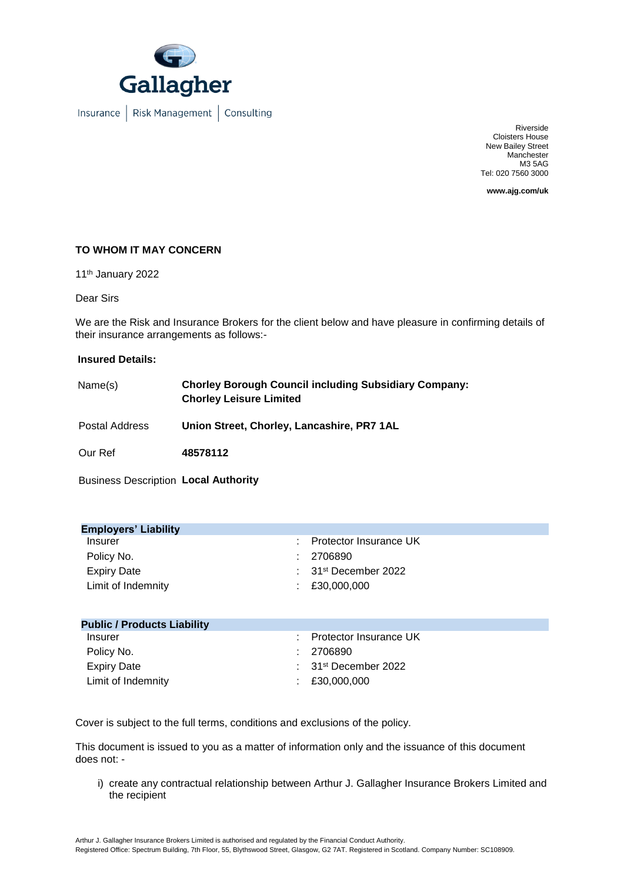Gallagher

Insurance | Risk Management | Consulting

Riverside
Cloisters House
New Bailey Street
Manchester
M3 5AG
Tel: 020 7560 3000

**www.ajg.com/uk**

**TO WHOM IT MAY CONCERN**

11th January 2022

Dear Sirs

We are the Risk and Insurance Brokers for the client below and have pleasure in confirming details of their insurance arrangements as follows:-

**Insured Details:**

| | |
|---|---|
| Name(s) | **Chorley Borough Council including Subsidiary Company: Chorley Leisure Limited** |
| Postal Address | **Union Street, Chorley, Lancashire, PR7 1AL** |
| Our Ref | **48578112** |
| Business Description | **Local Authority** |

| **Employers' Liability** | |
|---|---|
| Insurer | : Protector Insurance UK |
| Policy No. | : 2706890 |
| Expiry Date | : 31st December 2022 |
| Limit of Indemnity | : £30,000,000 |

| **Public / Products Liability** | |
|---|---|
| Insurer | : Protector Insurance UK |
| Policy No. | : 2706890 |
| Expiry Date | : 31st December 2022 |
| Limit of Indemnity | : £30,000,000 |

Cover is subject to the full terms, conditions and exclusions of the policy.

This document is issued to you as a matter of information only and the issuance of this document does not: -

i) create any contractual relationship between Arthur J. Gallagher Insurance Brokers Limited and the recipient

Arthur J. Gallagher Insurance Brokers Limited is authorised and regulated by the Financial Conduct Authority.
Registered Office: Spectrum Building, 7th Floor, 55, Blythswood Street, Glasgow, G2 7AT. Registered in Scotland. Company Number: SC108909.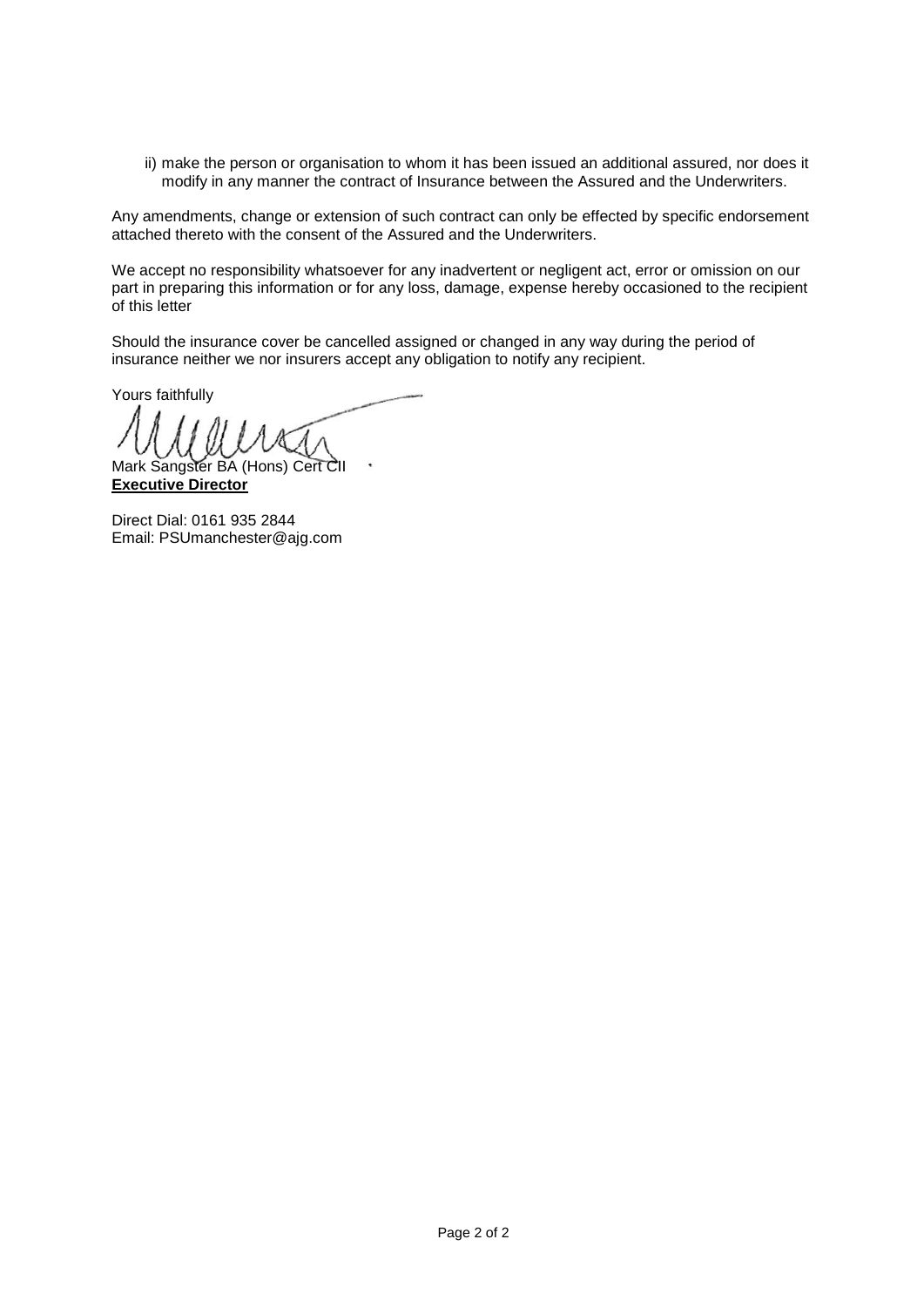ii) make the person or organisation to whom it has been issued an additional assured, nor does it modify in any manner the contract of Insurance between the Assured and the Underwriters.

Any amendments, change or extension of such contract can only be effected by specific endorsement attached thereto with the consent of the Assured and the Underwriters.

We accept no responsibility whatsoever for any inadvertent or negligent act, error or omission on our part in preparing this information or for any loss, damage, expense hereby occasioned to the recipient of this letter

Should the insurance cover be cancelled assigned or changed in any way during the period of insurance neither we nor insurers accept any obligation to notify any recipient.

Yours faithfully

Mark Sangster BA (Hons) Cert CII
**Executive Director**

Direct Dial: 0161 935 2844
Email: PSUmanchester@ajg.com